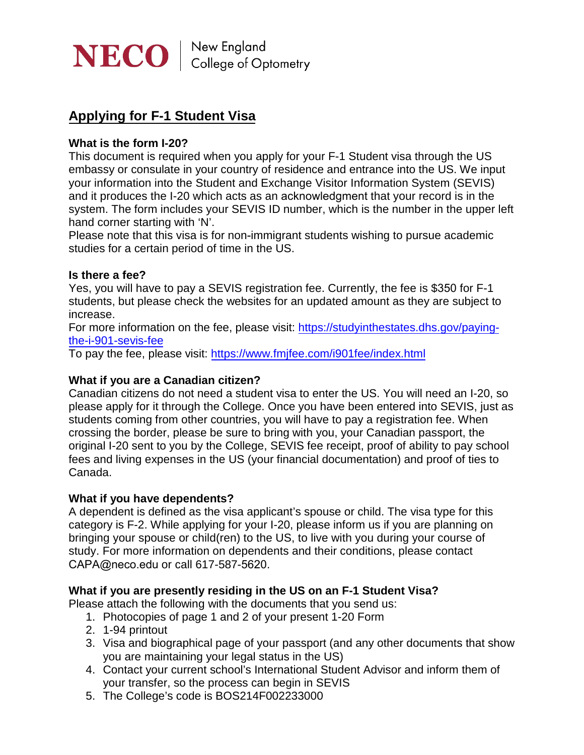**NECO** | New England College of Optometry

# Applying for F-1 Student Visa

**What is the form I-20?**

This document is required when you apply for your F-1 Student visa through the US embassy or consulate in your country of residence and entrance into the US. We input your information into the Student and Exchange Visitor Information System (SEVIS) and it produces the I-20 which acts as an acknowledgment that your record is in the system. The form includes your SEVIS ID number, which is the number in the upper left hand corner starting with 'N'.

Please note that this visa is for non-immigrant students wishing to pursue academic studies for a certain period of time in the US.

**Is there a fee?**

Yes, you will have to pay a SEVIS registration fee. Currently, the fee is $350 for F-1 students, but please check the websites for an updated amount as they are subject to increase.

For more information on the fee, please visit: https://studyinthestates.dhs.gov/paying-the-i-901-sevis-fee

To pay the fee, please visit: https://www.fmjfee.com/i901fee/index.html

**What if you are a Canadian citizen?**

Canadian citizens do not need a student visa to enter the US. You will need an I-20, so please apply for it through the College. Once you have been entered into SEVIS, just as students coming from other countries, you will have to pay a registration fee. When crossing the border, please be sure to bring with you, your Canadian passport, the original I-20 sent to you by the College, SEVIS fee receipt, proof of ability to pay school fees and living expenses in the US (your financial documentation) and proof of ties to Canada.

**What if you have dependents?**

A dependent is defined as the visa applicant's spouse or child. The visa type for this category is F-2. While applying for your I-20, please inform us if you are planning on bringing your spouse or child(ren) to the US, to live with you during your course of study. For more information on dependents and their conditions, please contact CAPA@neco.edu or call 617-587-5620.

**What if you are presently residing in the US on an F-1 Student Visa?**

Please attach the following with the documents that you send us:

1. Photocopies of page 1 and 2 of your present 1-20 Form
2. 1-94 printout
3. Visa and biographical page of your passport (and any other documents that show you are maintaining your legal status in the US)
4. Contact your current school's International Student Advisor and inform them of your transfer, so the process can begin in SEVIS
5. The College's code is BOS214F002233000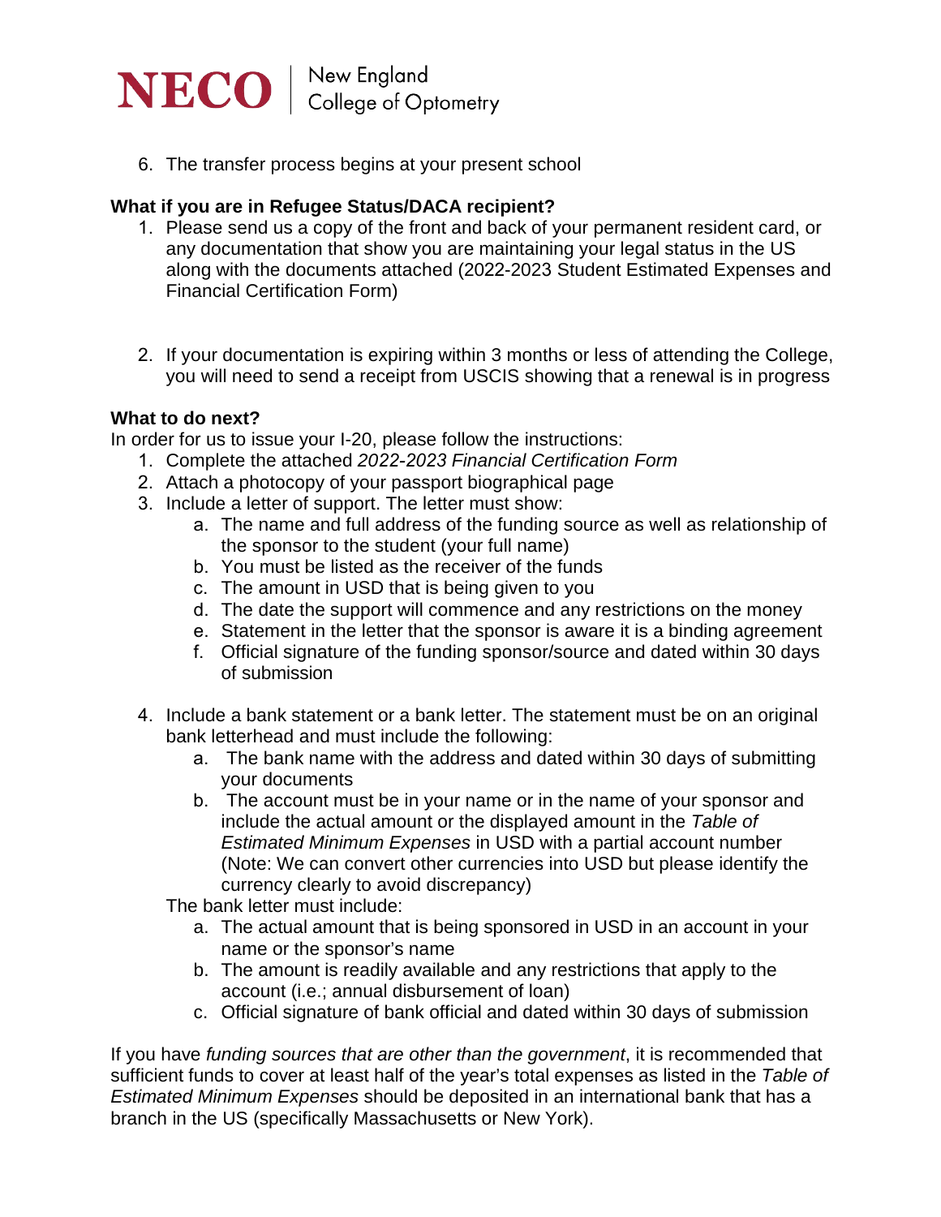6. The transfer process begins at your present school

**What if you are in Refugee Status/DACA recipient?**

1. Please send us a copy of the front and back of your permanent resident card, or any documentation that show you are maintaining your legal status in the US along with the documents attached (2022-2023 Student Estimated Expenses and Financial Certification Form)

2. If your documentation is expiring within 3 months or less of attending the College, you will need to send a receipt from USCIS showing that a renewal is in progress

**What to do next?**

In order for us to issue your I-20, please follow the instructions:

1. Complete the attached *2022-2023 Financial Certification Form*
2. Attach a photocopy of your passport biographical page
3. Include a letter of support. The letter must show:
   a. The name and full address of the funding source as well as relationship of the sponsor to the student (your full name)
   b. You must be listed as the receiver of the funds
   c. The amount in USD that is being given to you
   d. The date the support will commence and any restrictions on the money
   e. Statement in the letter that the sponsor is aware it is a binding agreement
   f. Official signature of the funding sponsor/source and dated within 30 days of submission

4. Include a bank statement or a bank letter. The statement must be on an original bank letterhead and must include the following:
   a. The bank name with the address and dated within 30 days of submitting your documents
   b. The account must be in your name or in the name of your sponsor and include the actual amount or the displayed amount in the *Table of Estimated Minimum Expenses* in USD with a partial account number (Note: We can convert other currencies into USD but please identify the currency clearly to avoid discrepancy)

   The bank letter must include:
   a. The actual amount that is being sponsored in USD in an account in your name or the sponsor's name
   b. The amount is readily available and any restrictions that apply to the account (i.e.; annual disbursement of loan)
   c. Official signature of bank official and dated within 30 days of submission

If you have *funding sources that are other than the government*, it is recommended that sufficient funds to cover at least half of the year's total expenses as listed in the *Table of Estimated Minimum Expenses* should be deposited in an international bank that has a branch in the US (specifically Massachusetts or New York).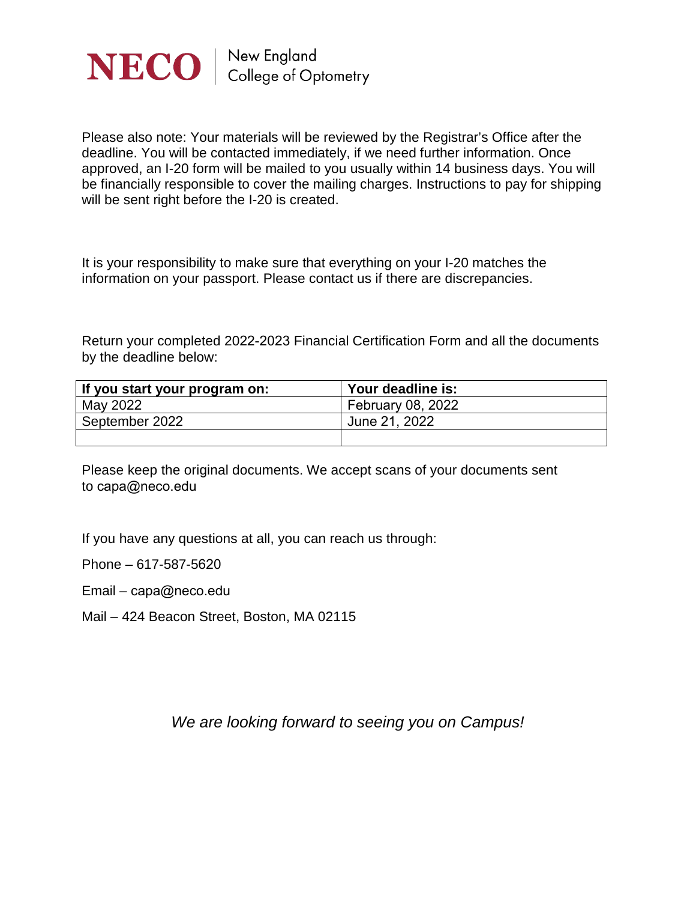NECO | New England College of Optometry

Please also note: Your materials will be reviewed by the Registrar's Office after the deadline. You will be contacted immediately, if we need further information. Once approved, an I-20 form will be mailed to you usually within 14 business days. You will be financially responsible to cover the mailing charges. Instructions to pay for shipping will be sent right before the I-20 is created.

It is your responsibility to make sure that everything on your I-20 matches the information on your passport. Please contact us if there are discrepancies.

Return your completed 2022-2023 Financial Certification Form and all the documents by the deadline below:

| If you start your program on: | Your deadline is: |
|---|---|
| May 2022 | February 08, 2022 |
| September 2022 | June 21, 2022 |
| | |

Please keep the original documents. We accept scans of your documents sent to capa@neco.edu

If you have any questions at all, you can reach us through:

Phone – 617-587-5620

Email – capa@neco.edu

Mail – 424 Beacon Street, Boston, MA 02115

*We are looking forward to seeing you on Campus!*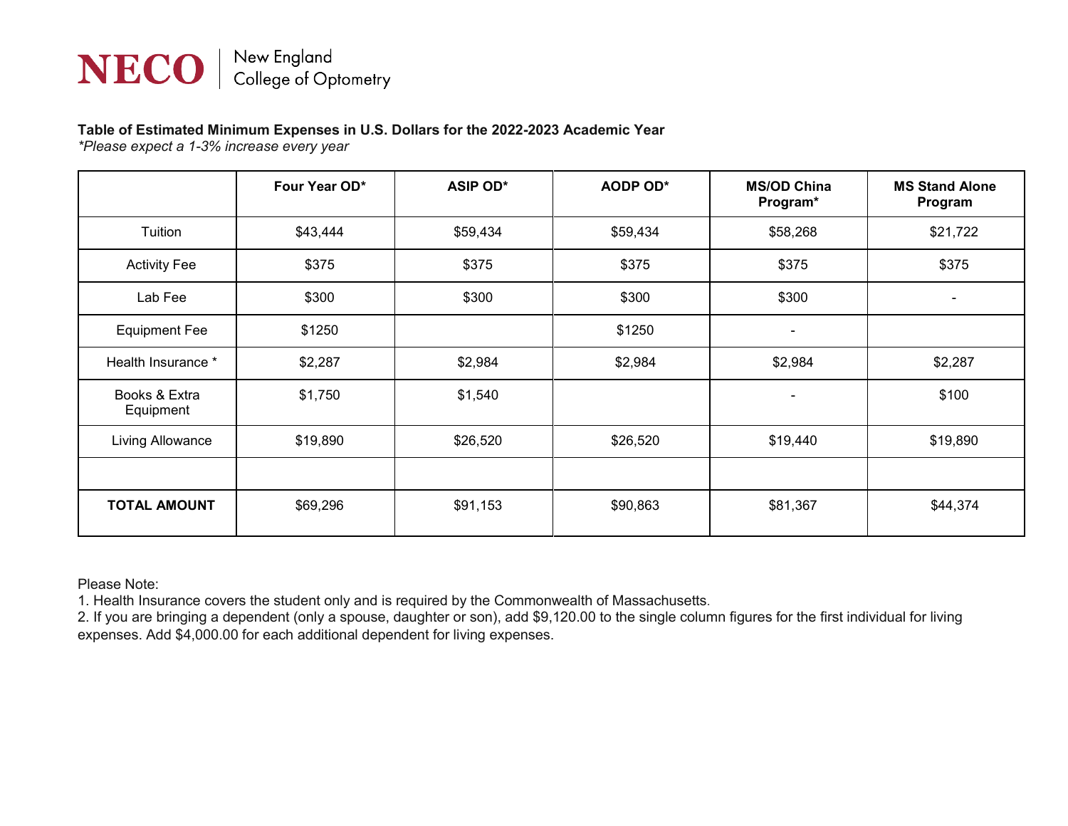NECO | New England College of Optometry

**Table of Estimated Minimum Expenses in U.S. Dollars for the 2022-2023 Academic Year**
*\*Please expect a 1-3% increase every year*

| | Four Year OD* | ASIP OD* | AODP OD* | MS/OD China Program* | MS Stand Alone Program |
|---|---|---|---|---|---|
| Tuition | $43,444 | $59,434 | $59,434 | $58,268 | $21,722 |
| Activity Fee | $375 | $375 | $375 | $375 | $375 |
| Lab Fee | $300 | $300 | $300 | $300 | - |
| Equipment Fee | $1250 | | $1250 | - | |
| Health Insurance * | $2,287 | $2,984 | $2,984 | $2,984 | $2,287 |
| Books & Extra Equipment | $1,750 | $1,540 | | - | $100 |
| Living Allowance | $19,890 | $26,520 | $26,520 | $19,440 | $19,890 |
| | | | | | |
| **TOTAL AMOUNT** | $69,296 | $91,153 | $90,863 | $81,367 | $44,374 |

Please Note:
1. Health Insurance covers the student only and is required by the Commonwealth of Massachusetts.
2. If you are bringing a dependent (only a spouse, daughter or son), add $9,120.00 to the single column figures for the first individual for living expenses. Add $4,000.00 for each additional dependent for living expenses.